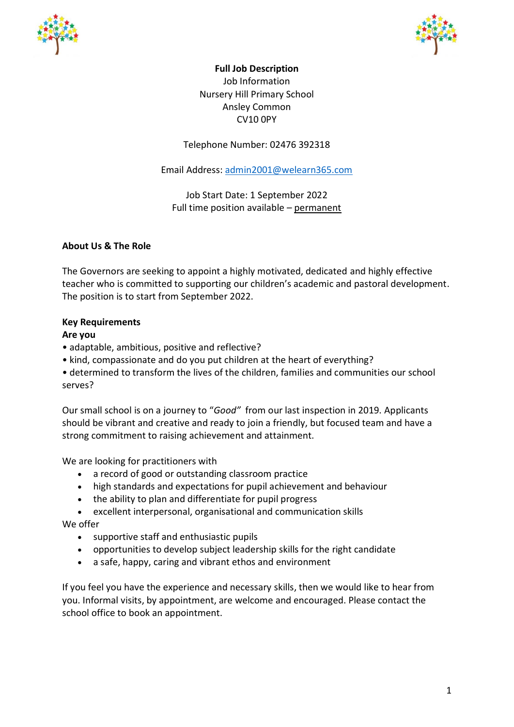**Full Job Description**

Job Information

Nursery Hill Primary School

Ansley Common

CV10 0PY

Telephone Number: 02476 392318

Email Address: admin2001@welearn365.com

Job Start Date: 1 September 2022

Full time position available – permanent

**About Us & The Role**

The Governors are seeking to appoint a highly motivated, dedicated and highly effective teacher who is committed to supporting our children's academic and pastoral development. The position is to start from September 2022.

**Key Requirements**

**Are you**

• adaptable, ambitious, positive and reflective?

• kind, compassionate and do you put children at the heart of everything?

• determined to transform the lives of the children, families and communities our school serves?

Our small school is on a journey to "*Good*" from our last inspection in 2019. Applicants should be vibrant and creative and ready to join a friendly, but focused team and have a strong commitment to raising achievement and attainment.

We are looking for practitioners with

- a record of good or outstanding classroom practice
- high standards and expectations for pupil achievement and behaviour
- the ability to plan and differentiate for pupil progress
- excellent interpersonal, organisational and communication skills

We offer

- supportive staff and enthusiastic pupils
- opportunities to develop subject leadership skills for the right candidate
- a safe, happy, caring and vibrant ethos and environment

If you feel you have the experience and necessary skills, then we would like to hear from you. Informal visits, by appointment, are welcome and encouraged. Please contact the school office to book an appointment.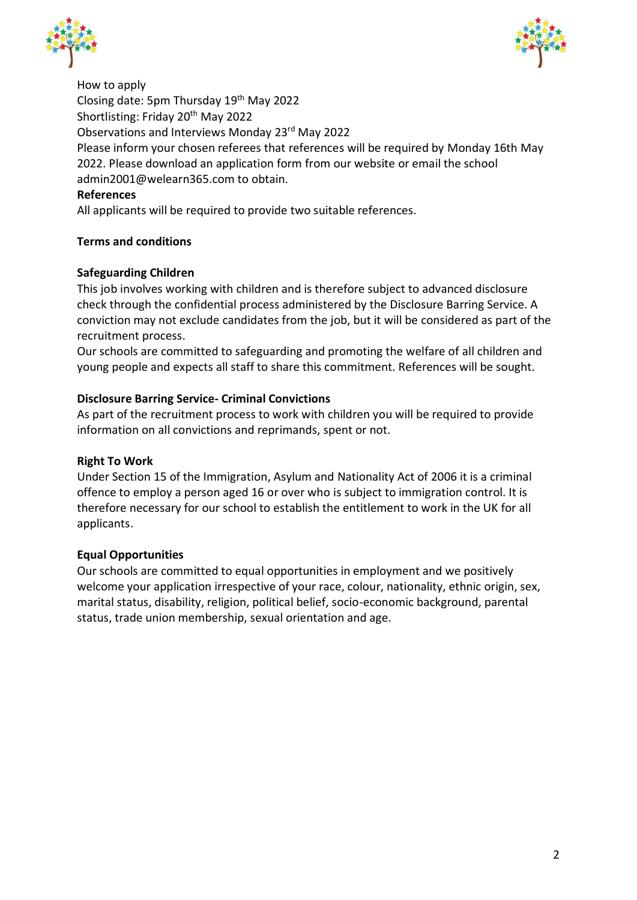How to apply
Closing date: 5pm Thursday 19th May 2022
Shortlisting: Friday 20th May 2022
Observations and Interviews Monday 23rd May 2022
Please inform your chosen referees that references will be required by Monday 16th May 2022. Please download an application form from our website or email the school admin2001@welearn365.com to obtain.

**References**

All applicants will be required to provide two suitable references.

**Terms and conditions**

**Safeguarding Children**

This job involves working with children and is therefore subject to advanced disclosure check through the confidential process administered by the Disclosure Barring Service. A conviction may not exclude candidates from the job, but it will be considered as part of the recruitment process.

Our schools are committed to safeguarding and promoting the welfare of all children and young people and expects all staff to share this commitment. References will be sought.

**Disclosure Barring Service- Criminal Convictions**

As part of the recruitment process to work with children you will be required to provide information on all convictions and reprimands, spent or not.

**Right To Work**

Under Section 15 of the Immigration, Asylum and Nationality Act of 2006 it is a criminal offence to employ a person aged 16 or over who is subject to immigration control. It is therefore necessary for our school to establish the entitlement to work in the UK for all applicants.

**Equal Opportunities**

Our schools are committed to equal opportunities in employment and we positively welcome your application irrespective of your race, colour, nationality, ethnic origin, sex, marital status, disability, religion, political belief, socio-economic background, parental status, trade union membership, sexual orientation and age.